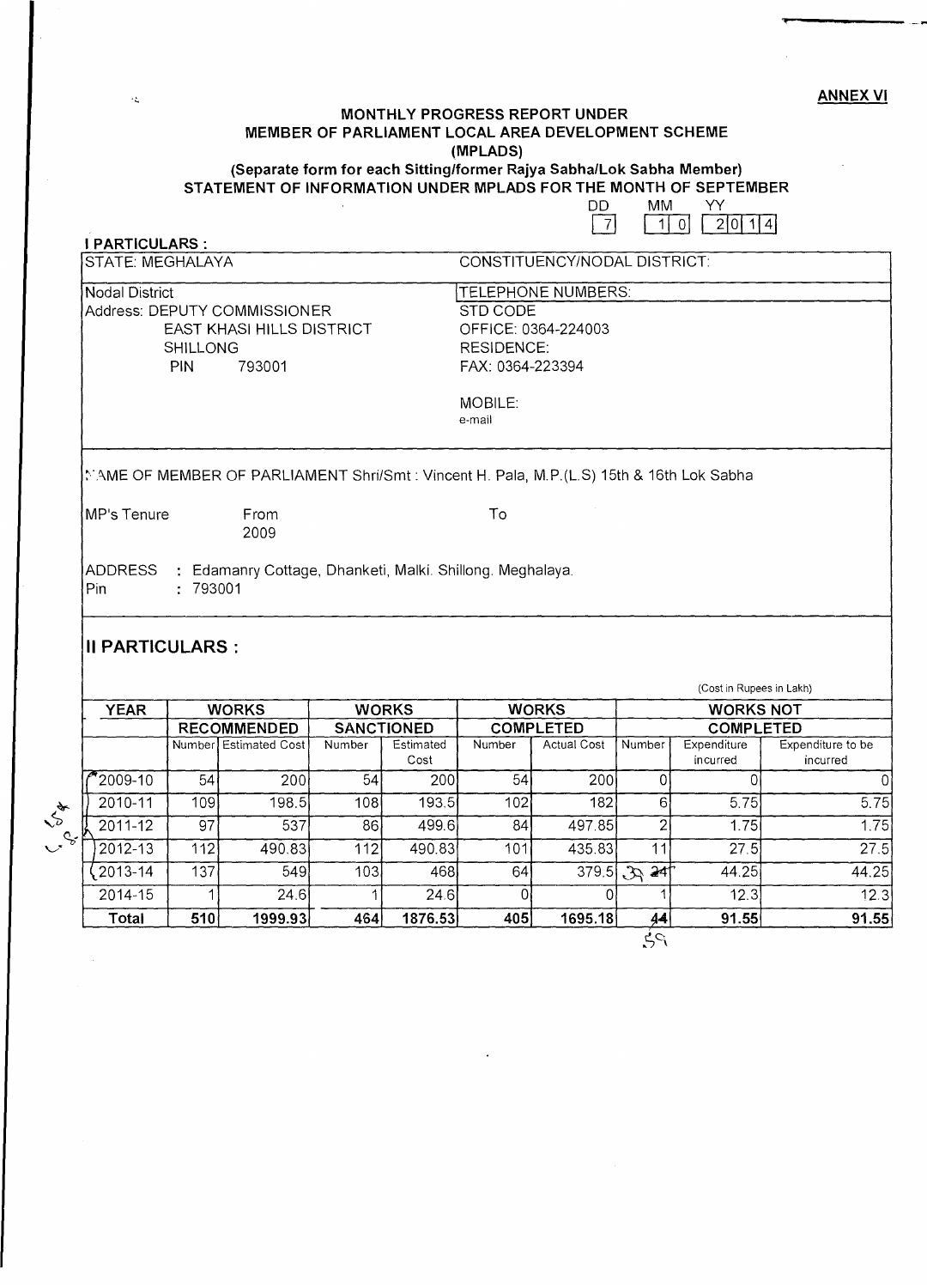**ANNEX VI**

## MONTHLY PROGRESS REPORT UNDER MEMBER OF PARLIAMENT LOCAL AREA DEVELOPMENT SCHEME (MPLADS)

### (Separate form for each Sitting/former Rajya Sabha/Lok Sabha Member)

### STATEMENT OF INFORMATION UNDER MPLADS FOR THE MONTH OF SEPTEMBER

| DD | MM | YY |
|---|---|---|
| 7 | 10 | 2014 |

**I PARTICULARS :**

| | |
|---|---|
| STATE: MEGHALAYA | CONSTITUENCY/NODAL DISTRICT: |
| Nodal District<br>Address: DEPUTY COMMISSIONER<br>EAST KHASI HILLS DISTRICT<br>SHILLONG<br>PIN 793001 | TELEPHONE NUMBERS:<br>STD CODE<br>OFFICE: 0364-224003<br>RESIDENCE:<br>FAX: 0364-223394<br><br>MOBILE:<br>e-mail |

NAME OF MEMBER OF PARLIAMENT Shri/Smt : Vincent H. Pala, M.P.(L.S) 15th & 16th Lok Sabha

MP's Tenure From 2009 To

ADDRESS : Edamanry Cottage, Dhanketi, Malki. Shillong. Meghalaya.
Pin : 793001

## II PARTICULARS :

(Cost in Rupees in Lakh)

| YEAR | WORKS RECOMMENDED | | WORKS SANCTIONED | | WORKS COMPLETED | | WORKS NOT COMPLETED | | |
|---|---|---|---|---|---|---|---|---|---|
| | Number | Estimated Cost | Number | Estimated Cost | Number | Actual Cost | Number | Expenditure incurred | Expenditure to be incurred |
| 2009-10 | 54 | 200 | 54 | 200 | 54 | 200 | 0 | 0 | 0 |
| 2010-11 | 109 | 198.5 | 108 | 193.5 | 102 | 182 | 6 | 5.75 | 5.75 |
| 2011-12 | 97 | 537 | 86 | 499.6 | 84 | 497.85 | 2 | 1.75 | 1.75 |
| 2012-13 | 112 | 490.83 | 112 | 490.83 | 101 | 435.83 | 11 | 27.5 | 27.5 |
| 2013-14 | 137 | 549 | 103 | 468 | 64 | 379.5 | 39 ~~24~~ | 44.25 | 44.25 |
| 2014-15 | 1 | 24.6 | 1 | 24.6 | 0 | 0 | 1 | 12.3 | 12.3 |
| **Total** | **510** | **1999.93** | **464** | **1876.53** | **405** | **1695.18** | ~~44~~ 59 | **91.55** | **91.55** |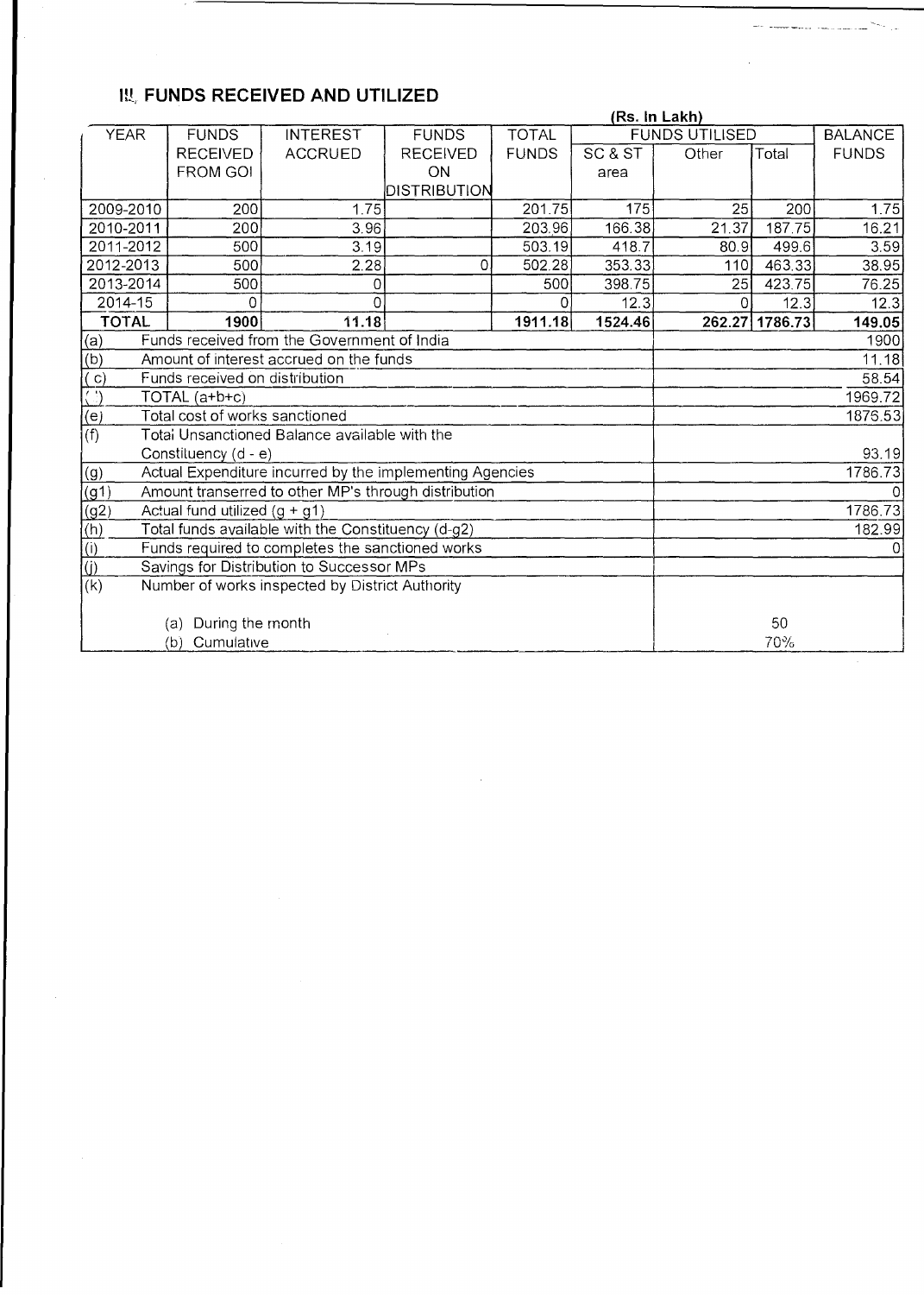## III. FUNDS RECEIVED AND UTILIZED

(Rs. In Lakh)

| YEAR | FUNDS RECEIVED FROM GOI | INTEREST ACCRUED | FUNDS RECEIVED ON DISTRIBUTION | TOTAL FUNDS | FUNDS UTILISED | | | BALANCE FUNDS |
|---|---|---|---|---|---|---|---|---|
| | | | | | SC & ST area | Other | Total | |
| 2009-2010 | 200 | 1.75 | | 201.75 | 175 | 25 | 200 | 1.75 |
| 2010-2011 | 200 | 3.96 | | 203.96 | 166.38 | 21.37 | 187.75 | 16.21 |
| 2011-2012 | 500 | 3.19 | | 503.19 | 418.7 | 80.9 | 499.6 | 3.59 |
| 2012-2013 | 500 | 2.28 | 0 | 502.28 | 353.33 | 110 | 463.33 | 38.95 |
| 2013-2014 | 500 | 0 | | 500 | 398.75 | 25 | 423.75 | 76.25 |
| 2014-15 | 0 | 0 | | 0 | 12.3 | 0 | 12.3 | 12.3 |
| **TOTAL** | **1900** | **11.18** | | **1911.18** | **1524.46** | **262.27** | **1786.73** | **149.05** |

| | | |
|---|---|---|
| (a) | Funds received from the Government of India | 1900 |
| (b) | Amount of interest accrued on the funds | 11.18 |
| ( c) | Funds received on distribution | 58.54 |
| ( ') | TOTAL (a+b+c) | 1969.72 |
| (e) | Total cost of works sanctioned | 1876.53 |
| (f) | Total Unsanctioned Balance available with the Constituency (d - e) | 93.19 |
| (g) | Actual Expenditure incurred by the implementing Agencies | 1786.73 |
| (g1) | Amount transerred to other MP's through distribution | 0 |
| (g2) | Actual fund utilized (g + g1) | 1786.73 |
| (h) | Total funds available with the Constituency (d-g2) | 182.99 |
| (i) | Funds required to completes the sanctioned works | 0 |
| (j) | Savings for Distribution to Successor MPs | |
| (k) | Number of works inspected by District Authority | |
| | (a) During the month | 50 |
| | (b) Cumulative | 70% |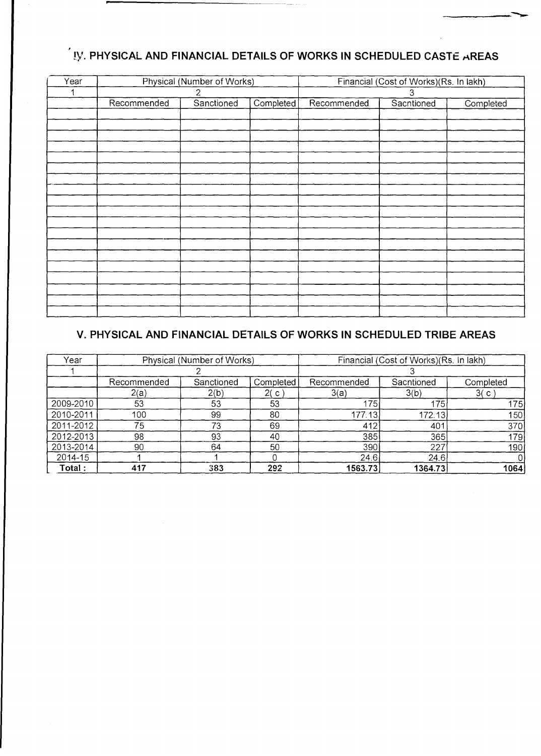## IV. PHYSICAL AND FINANCIAL DETAILS OF WORKS IN SCHEDULED CASTE AREAS

| Year | Physical (Number of Works) | | | Financial (Cost of Works)(Rs. In lakh) | | |
|---|---|---|---|---|---|---|
| 1 | 2 | | | 3 | | |
| | Recommended | Sanctioned | Completed | Recommended | Sacntioned | Completed |
| | | | | | | |

## V. PHYSICAL AND FINANCIAL DETAILS OF WORKS IN SCHEDULED TRIBE AREAS

| Year | Physical (Number of Works) | | | Financial (Cost of Works)(Rs. In lakh) | | |
|---|---|---|---|---|---|---|
| 1 | 2 | | | 3 | | |
| | Recommended | Sanctioned | Completed | Recommended | Sacntioned | Completed |
| | 2(a) | 2(b) | 2( c ) | 3(a) | 3(b) | 3( c ) |
| 2009-2010 | 53 | 53 | 53 | 175 | 175 | 175 |
| 2010-2011 | 100 | 99 | 80 | 177.13 | 172.13 | 150 |
| 2011-2012 | 75 | 73 | 69 | 412 | 401 | 370 |
| 2012-2013 | 98 | 93 | 40 | 385 | 365 | 179 |
| 2013-2014 | 90 | 64 | 50 | 390 | 227 | 190 |
| 2014-15 | 1 | 1 | 0 | 24.6 | 24.6 | 0 |
| **Total :** | **417** | **383** | **292** | **1563.73** | **1364.73** | **1064** |